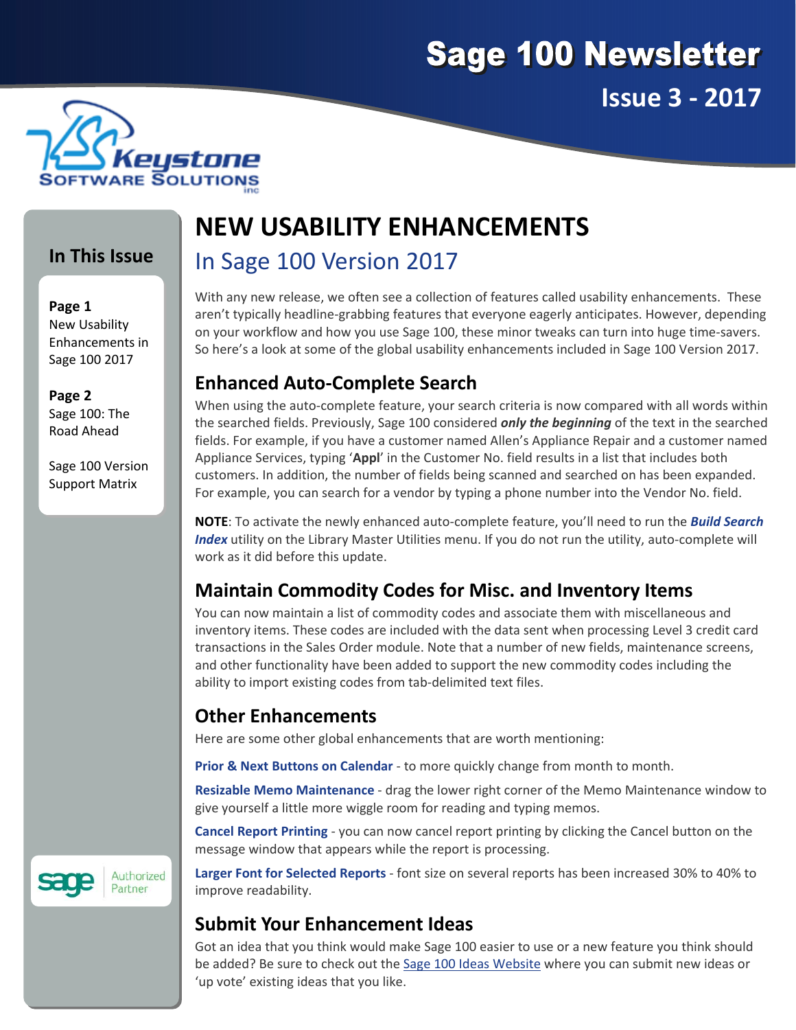# Sage 100 Newsletter

**Issue 3 - 2017**

Keystone Software Solutions inc

## In This Issue

**Page 1**
New Usability Enhancements in Sage 100 2017

**Page 2**
Sage 100: The Road Ahead

Sage 100 Version Support Matrix

# NEW USABILITY ENHANCEMENTS

## In Sage 100 Version 2017

With any new release, we often see a collection of features called usability enhancements. These aren't typically headline-grabbing features that everyone eagerly anticipates. However, depending on your workflow and how you use Sage 100, these minor tweaks can turn into huge time-savers. So here's a look at some of the global usability enhancements included in Sage 100 Version 2017.

### Enhanced Auto-Complete Search

When using the auto-complete feature, your search criteria is now compared with all words within the searched fields. Previously, Sage 100 considered ***only the beginning*** of the text in the searched fields. For example, if you have a customer named Allen's Appliance Repair and a customer named Appliance Services, typing '**Appl**' in the Customer No. field results in a list that includes both customers. In addition, the number of fields being scanned and searched on has been expanded. For example, you can search for a vendor by typing a phone number into the Vendor No. field.

**NOTE**: To activate the newly enhanced auto-complete feature, you'll need to run the ***Build Search Index*** utility on the Library Master Utilities menu. If you do not run the utility, auto-complete will work as it did before this update.

### Maintain Commodity Codes for Misc. and Inventory Items

You can now maintain a list of commodity codes and associate them with miscellaneous and inventory items. These codes are included with the data sent when processing Level 3 credit card transactions in the Sales Order module. Note that a number of new fields, maintenance screens, and other functionality have been added to support the new commodity codes including the ability to import existing codes from tab-delimited text files.

### Other Enhancements

Here are some other global enhancements that are worth mentioning:

**Prior & Next Buttons on Calendar** - to more quickly change from month to month.

**Resizable Memo Maintenance** - drag the lower right corner of the Memo Maintenance window to give yourself a little more wiggle room for reading and typing memos.

**Cancel Report Printing** - you can now cancel report printing by clicking the Cancel button on the message window that appears while the report is processing.

**Larger Font for Selected Reports** - font size on several reports has been increased 30% to 40% to improve readability.

### Submit Your Enhancement Ideas

Got an idea that you think would make Sage 100 easier to use or a new feature you think should be added? Be sure to check out the Sage 100 Ideas Website where you can submit new ideas or 'up vote' existing ideas that you like.

sage Authorized Partner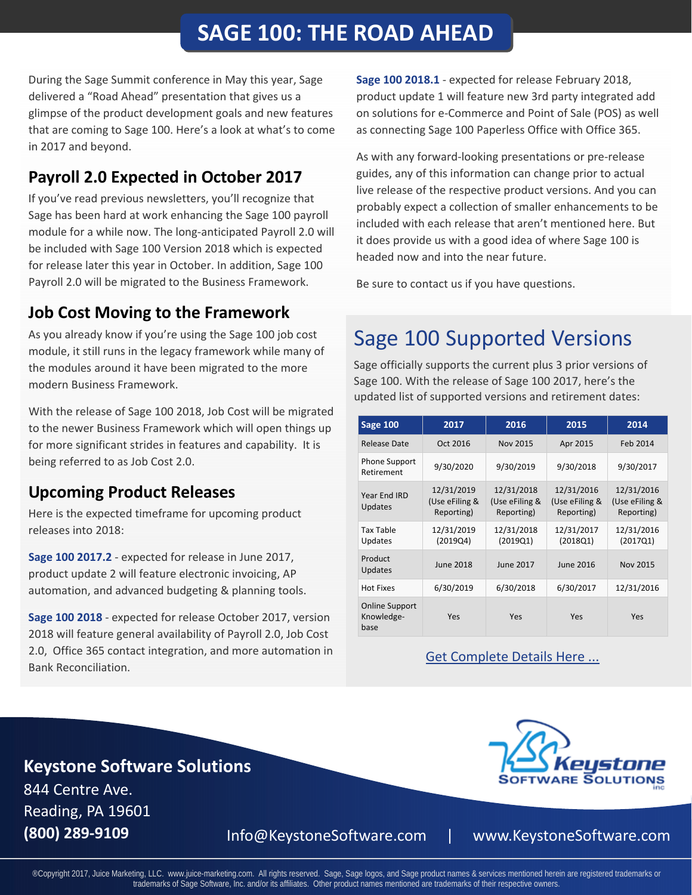# SAGE 100: THE ROAD AHEAD

During the Sage Summit conference in May this year, Sage delivered a "Road Ahead" presentation that gives us a glimpse of the product development goals and new features that are coming to Sage 100. Here's a look at what's to come in 2017 and beyond.

## Payroll 2.0 Expected in October 2017

If you've read previous newsletters, you'll recognize that Sage has been hard at work enhancing the Sage 100 payroll module for a while now. The long-anticipated Payroll 2.0 will be included with Sage 100 Version 2018 which is expected for release later this year in October. In addition, Sage 100 Payroll 2.0 will be migrated to the Business Framework.

## Job Cost Moving to the Framework

As you already know if you're using the Sage 100 job cost module, it still runs in the legacy framework while many of the modules around it have been migrated to the more modern Business Framework.

With the release of Sage 100 2018, Job Cost will be migrated to the newer Business Framework which will open things up for more significant strides in features and capability. It is being referred to as Job Cost 2.0.

## Upcoming Product Releases

Here is the expected timeframe for upcoming product releases into 2018:

**Sage 100 2017.2** - expected for release in June 2017, product update 2 will feature electronic invoicing, AP automation, and advanced budgeting & planning tools.

**Sage 100 2018** - expected for release October 2017, version 2018 will feature general availability of Payroll 2.0, Job Cost 2.0, Office 365 contact integration, and more automation in Bank Reconciliation.

**Sage 100 2018.1** - expected for release February 2018, product update 1 will feature new 3rd party integrated add on solutions for e-Commerce and Point of Sale (POS) as well as connecting Sage 100 Paperless Office with Office 365.

As with any forward-looking presentations or pre-release guides, any of this information can change prior to actual live release of the respective product versions. And you can probably expect a collection of smaller enhancements to be included with each release that aren't mentioned here. But it does provide us with a good idea of where Sage 100 is headed now and into the near future.

Be sure to contact us if you have questions.

## Sage 100 Supported Versions

Sage officially supports the current plus 3 prior versions of Sage 100. With the release of Sage 100 2017, here's the updated list of supported versions and retirement dates:

| Sage 100 | 2017 | 2016 | 2015 | 2014 |
|---|---|---|---|---|
| Release Date | Oct 2016 | Nov 2015 | Apr 2015 | Feb 2014 |
| Phone Support Retirement | 9/30/2020 | 9/30/2019 | 9/30/2018 | 9/30/2017 |
| Year End IRD Updates | 12/31/2019 (Use eFiling & Reporting) | 12/31/2018 (Use eFiling & Reporting) | 12/31/2016 (Use eFiling & Reporting) | 12/31/2016 (Use eFiling & Reporting) |
| Tax Table Updates | 12/31/2019 (2019Q4) | 12/31/2018 (2019Q1) | 12/31/2017 (2018Q1) | 12/31/2016 (2017Q1) |
| Product Updates | June 2018 | June 2017 | June 2016 | Nov 2015 |
| Hot Fixes | 6/30/2019 | 6/30/2018 | 6/30/2017 | 12/31/2016 |
| Online Support Knowledge-base | Yes | Yes | Yes | Yes |

Get Complete Details Here ...

**Keystone Software Solutions**
844 Centre Ave.
Reading, PA 19601
**(800) 289-9109**

Info@KeystoneSoftware.com | www.KeystoneSoftware.com

®Copyright 2017, Juice Marketing, LLC. www.juice-marketing.com. All rights reserved. Sage, Sage logos, and Sage product names & services mentioned herein are registered trademarks or trademarks of Sage Software, Inc. and/or its affiliates. Other product names mentioned are trademarks of their respective owners.